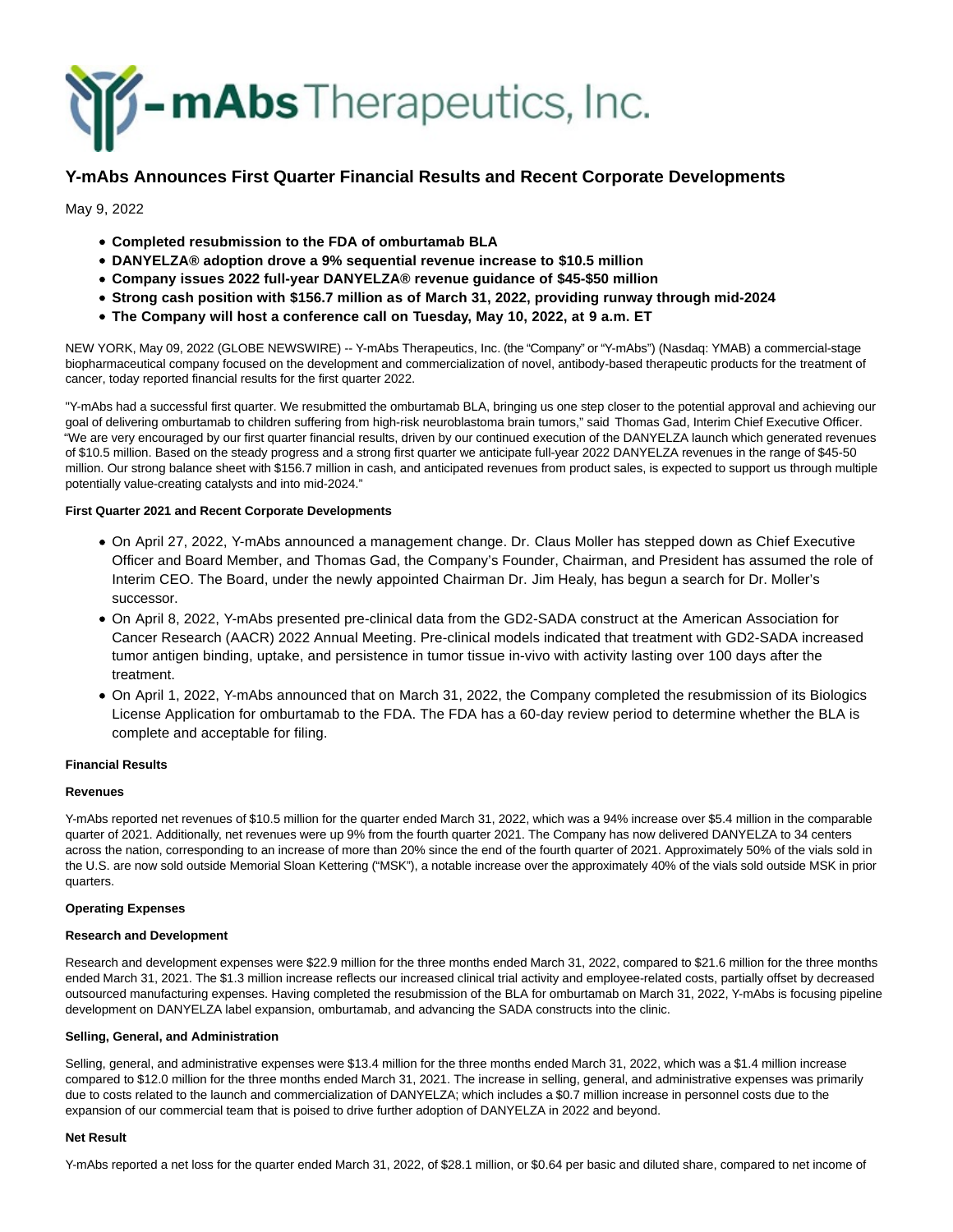# Y-mAbs Therapeutics, Inc.

## Y-mAbs Announces First Quarter Financial Results and Recent Corporate Developments

May 9, 2022

- **Completed resubmission to the FDA of omburtamab BLA**
- **DANYELZA® adoption drove a 9% sequential revenue increase to $10.5 million**
- **Company issues 2022 full-year DANYELZA® revenue guidance of $45-$50 million**
- **Strong cash position with $156.7 million as of March 31, 2022, providing runway through mid-2024**
- **The Company will host a conference call on Tuesday, May 10, 2022, at 9 a.m. ET**

NEW YORK, May 09, 2022 (GLOBE NEWSWIRE) -- Y-mAbs Therapeutics, Inc. (the "Company" or "Y-mAbs") (Nasdaq: YMAB) a commercial-stage biopharmaceutical company focused on the development and commercialization of novel, antibody-based therapeutic products for the treatment of cancer, today reported financial results for the first quarter 2022.

"Y-mAbs had a successful first quarter. We resubmitted the omburtamab BLA, bringing us one step closer to the potential approval and achieving our goal of delivering omburtamab to children suffering from high-risk neuroblastoma brain tumors," said Thomas Gad, Interim Chief Executive Officer. "We are very encouraged by our first quarter financial results, driven by our continued execution of the DANYELZA launch which generated revenues of $10.5 million. Based on the steady progress and a strong first quarter we anticipate full-year 2022 DANYELZA revenues in the range of $45-50 million. Our strong balance sheet with $156.7 million in cash, and anticipated revenues from product sales, is expected to support us through multiple potentially value-creating catalysts and into mid-2024."

**First Quarter 2021 and Recent Corporate Developments**

- On April 27, 2022, Y-mAbs announced a management change. Dr. Claus Moller has stepped down as Chief Executive Officer and Board Member, and Thomas Gad, the Company's Founder, Chairman, and President has assumed the role of Interim CEO. The Board, under the newly appointed Chairman Dr. Jim Healy, has begun a search for Dr. Moller's successor.
- On April 8, 2022, Y-mAbs presented pre-clinical data from the GD2-SADA construct at the American Association for Cancer Research (AACR) 2022 Annual Meeting. Pre-clinical models indicated that treatment with GD2-SADA increased tumor antigen binding, uptake, and persistence in tumor tissue in-vivo with activity lasting over 100 days after the treatment.
- On April 1, 2022, Y-mAbs announced that on March 31, 2022, the Company completed the resubmission of its Biologics License Application for omburtamab to the FDA. The FDA has a 60-day review period to determine whether the BLA is complete and acceptable for filing.

**Financial Results**

**Revenues**

Y-mAbs reported net revenues of $10.5 million for the quarter ended March 31, 2022, which was a 94% increase over $5.4 million in the comparable quarter of 2021. Additionally, net revenues were up 9% from the fourth quarter 2021. The Company has now delivered DANYELZA to 34 centers across the nation, corresponding to an increase of more than 20% since the end of the fourth quarter of 2021. Approximately 50% of the vials sold in the U.S. are now sold outside Memorial Sloan Kettering ("MSK"), a notable increase over the approximately 40% of the vials sold outside MSK in prior quarters.

**Operating Expenses**

**Research and Development**

Research and development expenses were $22.9 million for the three months ended March 31, 2022, compared to $21.6 million for the three months ended March 31, 2021. The $1.3 million increase reflects our increased clinical trial activity and employee-related costs, partially offset by decreased outsourced manufacturing expenses. Having completed the resubmission of the BLA for omburtamab on March 31, 2022, Y-mAbs is focusing pipeline development on DANYELZA label expansion, omburtamab, and advancing the SADA constructs into the clinic.

**Selling, General, and Administration**

Selling, general, and administrative expenses were $13.4 million for the three months ended March 31, 2022, which was a $1.4 million increase compared to $12.0 million for the three months ended March 31, 2021. The increase in selling, general, and administrative expenses was primarily due to costs related to the launch and commercialization of DANYELZA; which includes a $0.7 million increase in personnel costs due to the expansion of our commercial team that is poised to drive further adoption of DANYELZA in 2022 and beyond.

**Net Result**

Y-mAbs reported a net loss for the quarter ended March 31, 2022, of $28.1 million, or $0.64 per basic and diluted share, compared to net income of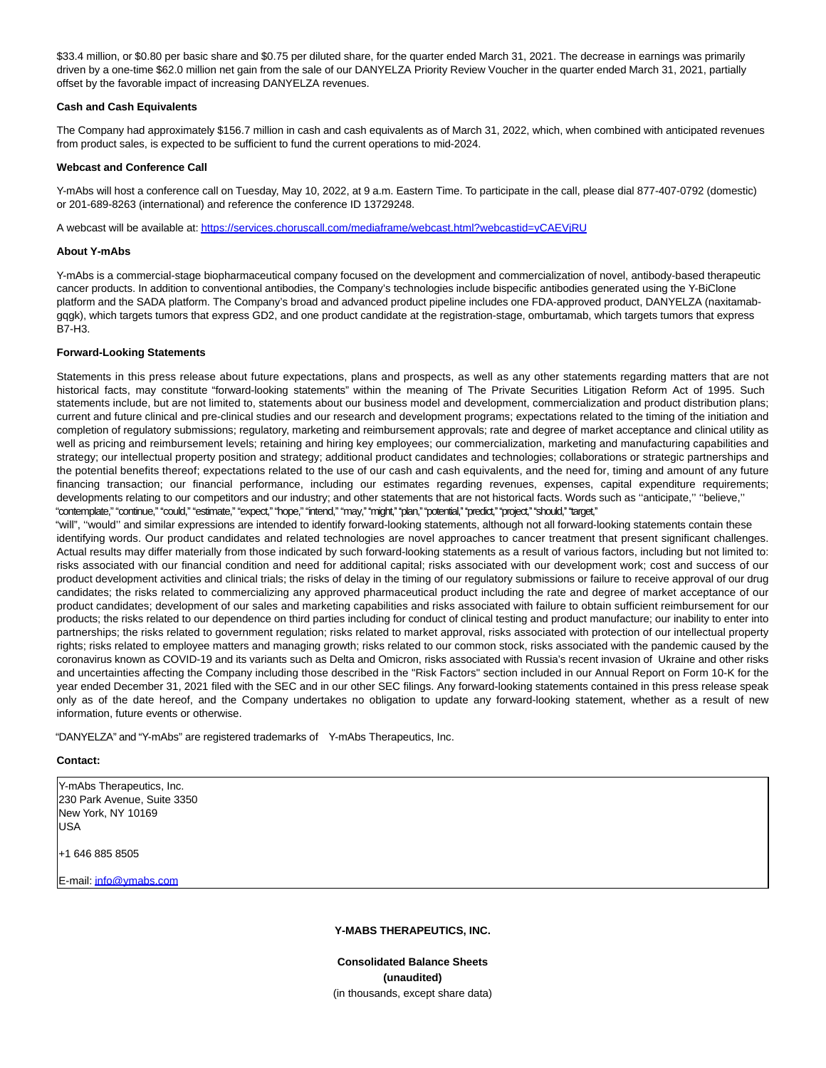$33.4 million, or $0.80 per basic share and $0.75 per diluted share, for the quarter ended March 31, 2021. The decrease in earnings was primarily driven by a one-time $62.0 million net gain from the sale of our DANYELZA Priority Review Voucher in the quarter ended March 31, 2021, partially offset by the favorable impact of increasing DANYELZA revenues.

**Cash and Cash Equivalents**

The Company had approximately $156.7 million in cash and cash equivalents as of March 31, 2022, which, when combined with anticipated revenues from product sales, is expected to be sufficient to fund the current operations to mid-2024.

**Webcast and Conference Call**

Y-mAbs will host a conference call on Tuesday, May 10, 2022, at 9 a.m. Eastern Time. To participate in the call, please dial 877-407-0792 (domestic) or 201-689-8263 (international) and reference the conference ID 13729248.

A webcast will be available at: https://services.choruscall.com/mediaframe/webcast.html?webcastid=yCAEVjRU

**About Y-mAbs**

Y-mAbs is a commercial-stage biopharmaceutical company focused on the development and commercialization of novel, antibody-based therapeutic cancer products. In addition to conventional antibodies, the Company's technologies include bispecific antibodies generated using the Y-BiClone platform and the SADA platform. The Company's broad and advanced product pipeline includes one FDA-approved product, DANYELZA (naxitamab-gqgk), which targets tumors that express GD2, and one product candidate at the registration-stage, omburtamab, which targets tumors that express B7-H3.

**Forward-Looking Statements**

Statements in this press release about future expectations, plans and prospects, as well as any other statements regarding matters that are not historical facts, may constitute "forward-looking statements" within the meaning of The Private Securities Litigation Reform Act of 1995. Such statements include, but are not limited to, statements about our business model and development, commercialization and product distribution plans; current and future clinical and pre-clinical studies and our research and development programs; expectations related to the timing of the initiation and completion of regulatory submissions; regulatory, marketing and reimbursement approvals; rate and degree of market acceptance and clinical utility as well as pricing and reimbursement levels; retaining and hiring key employees; our commercialization, marketing and manufacturing capabilities and strategy; our intellectual property position and strategy; additional product candidates and technologies; collaborations or strategic partnerships and the potential benefits thereof; expectations related to the use of our cash and cash equivalents, and the need for, timing and amount of any future financing transaction; our financial performance, including our estimates regarding revenues, expenses, capital expenditure requirements; developments relating to our competitors and our industry; and other statements that are not historical facts. Words such as ''anticipate,'' ''believe,'' "contemplate," "continue," "could," "estimate," "expect," "hope," "intend," "may," "might," "plan," "potential," "predict," "project," "should," "target," "will", ''would'' and similar expressions are intended to identify forward-looking statements, although not all forward-looking statements contain these identifying words. Our product candidates and related technologies are novel approaches to cancer treatment that present significant challenges. Actual results may differ materially from those indicated by such forward-looking statements as a result of various factors, including but not limited to: risks associated with our financial condition and need for additional capital; risks associated with our development work; cost and success of our product development activities and clinical trials; the risks of delay in the timing of our regulatory submissions or failure to receive approval of our drug candidates; the risks related to commercializing any approved pharmaceutical product including the rate and degree of market acceptance of our product candidates; development of our sales and marketing capabilities and risks associated with failure to obtain sufficient reimbursement for our products; the risks related to our dependence on third parties including for conduct of clinical testing and product manufacture; our inability to enter into partnerships; the risks related to government regulation; risks related to market approval, risks associated with protection of our intellectual property rights; risks related to employee matters and managing growth; risks related to our common stock, risks associated with the pandemic caused by the coronavirus known as COVID-19 and its variants such as Delta and Omicron, risks associated with Russia's recent invasion of Ukraine and other risks and uncertainties affecting the Company including those described in the "Risk Factors" section included in our Annual Report on Form 10-K for the year ended December 31, 2021 filed with the SEC and in our other SEC filings. Any forward-looking statements contained in this press release speak only as of the date hereof, and the Company undertakes no obligation to update any forward-looking statement, whether as a result of new information, future events or otherwise.

"DANYELZA" and "Y-mAbs" are registered trademarks of Y-mAbs Therapeutics, Inc.

**Contact:**

Y-mAbs Therapeutics, Inc.
230 Park Avenue, Suite 3350
New York, NY 10169
USA

+1 646 885 8505

E-mail: info@ymabs.com

**Y-MABS THERAPEUTICS, INC.**

**Consolidated Balance Sheets**
**(unaudited)**
(in thousands, except share data)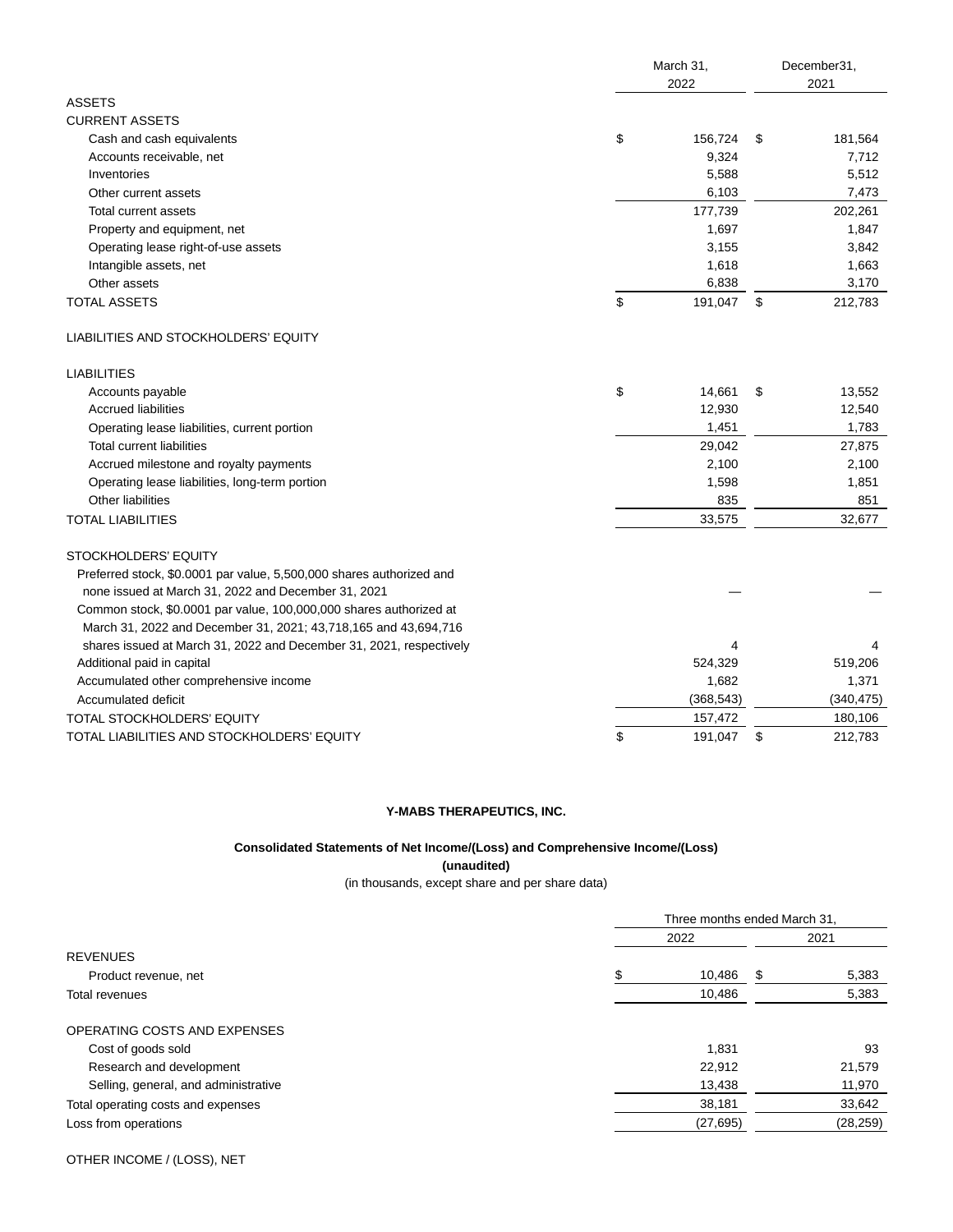| | March 31, 2022 | December31, 2021 |
|---|---|---|
| ASSETS | | |
| CURRENT ASSETS | | |
| Cash and cash equivalents | $ 156,724 | $ 181,564 |
| Accounts receivable, net | 9,324 | 7,712 |
| Inventories | 5,588 | 5,512 |
| Other current assets | 6,103 | 7,473 |
| Total current assets | 177,739 | 202,261 |
| Property and equipment, net | 1,697 | 1,847 |
| Operating lease right-of-use assets | 3,155 | 3,842 |
| Intangible assets, net | 1,618 | 1,663 |
| Other assets | 6,838 | 3,170 |
| TOTAL ASSETS | $ 191,047 | $ 212,783 |
| LIABILITIES AND STOCKHOLDERS' EQUITY | | |
| LIABILITIES | | |
| Accounts payable | $ 14,661 | $ 13,552 |
| Accrued liabilities | 12,930 | 12,540 |
| Operating lease liabilities, current portion | 1,451 | 1,783 |
| Total current liabilities | 29,042 | 27,875 |
| Accrued milestone and royalty payments | 2,100 | 2,100 |
| Operating lease liabilities, long-term portion | 1,598 | 1,851 |
| Other liabilities | 835 | 851 |
| TOTAL LIABILITIES | 33,575 | 32,677 |
| STOCKHOLDERS' EQUITY | | |
| Preferred stock, $0.0001 par value, 5,500,000 shares authorized and none issued at March 31, 2022 and December 31, 2021 | — | — |
| Common stock, $0.0001 par value, 100,000,000 shares authorized at March 31, 2022 and December 31, 2021; 43,718,165 and 43,694,716 shares issued at March 31, 2022 and December 31, 2021, respectively | 4 | 4 |
| Additional paid in capital | 524,329 | 519,206 |
| Accumulated other comprehensive income | 1,682 | 1,371 |
| Accumulated deficit | (368,543) | (340,475) |
| TOTAL STOCKHOLDERS' EQUITY | 157,472 | 180,106 |
| TOTAL LIABILITIES AND STOCKHOLDERS' EQUITY | $ 191,047 | $ 212,783 |

**Y-MABS THERAPEUTICS, INC.**

**Consolidated Statements of Net Income/(Loss) and Comprehensive Income/(Loss)**

**(unaudited)**

(in thousands, except share and per share data)

| | Three months ended March 31, | |
|---|---|---|
| | 2022 | 2021 |
| REVENUES | | |
| Product revenue, net | $ 10,486 | $ 5,383 |
| Total revenues | 10,486 | 5,383 |
| OPERATING COSTS AND EXPENSES | | |
| Cost of goods sold | 1,831 | 93 |
| Research and development | 22,912 | 21,579 |
| Selling, general, and administrative | 13,438 | 11,970 |
| Total operating costs and expenses | 38,181 | 33,642 |
| Loss from operations | (27,695) | (28,259) |
| OTHER INCOME / (LOSS), NET | | |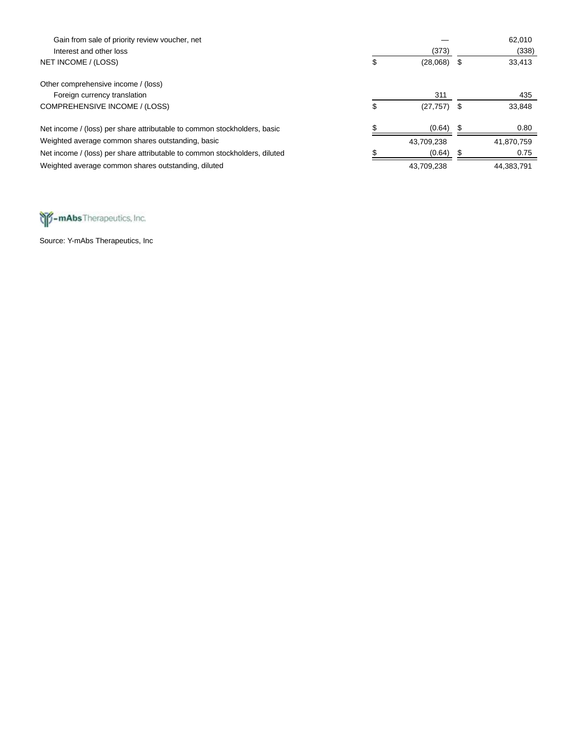| | | |
|---|---|---|
| Gain from sale of priority review voucher, net | — | 62,010 |
| Interest and other loss | (373) | (338) |
| NET INCOME / (LOSS) | $ (28,068) | $ 33,413 |
| | | |
| Other comprehensive income / (loss) | | |
| Foreign currency translation | 311 | 435 |
| COMPREHENSIVE INCOME / (LOSS) | $ (27,757) | $ 33,848 |
| | | |
| Net income / (loss) per share attributable to common stockholders, basic | $ (0.64) | $ 0.80 |
| Weighted average common shares outstanding, basic | 43,709,238 | 41,870,759 |
| Net income / (loss) per share attributable to common stockholders, diluted | $ (0.64) | $ 0.75 |
| Weighted average common shares outstanding, diluted | 43,709,238 | 44,383,791 |

Y-mAbs Therapeutics, Inc.

Source: Y-mAbs Therapeutics, Inc